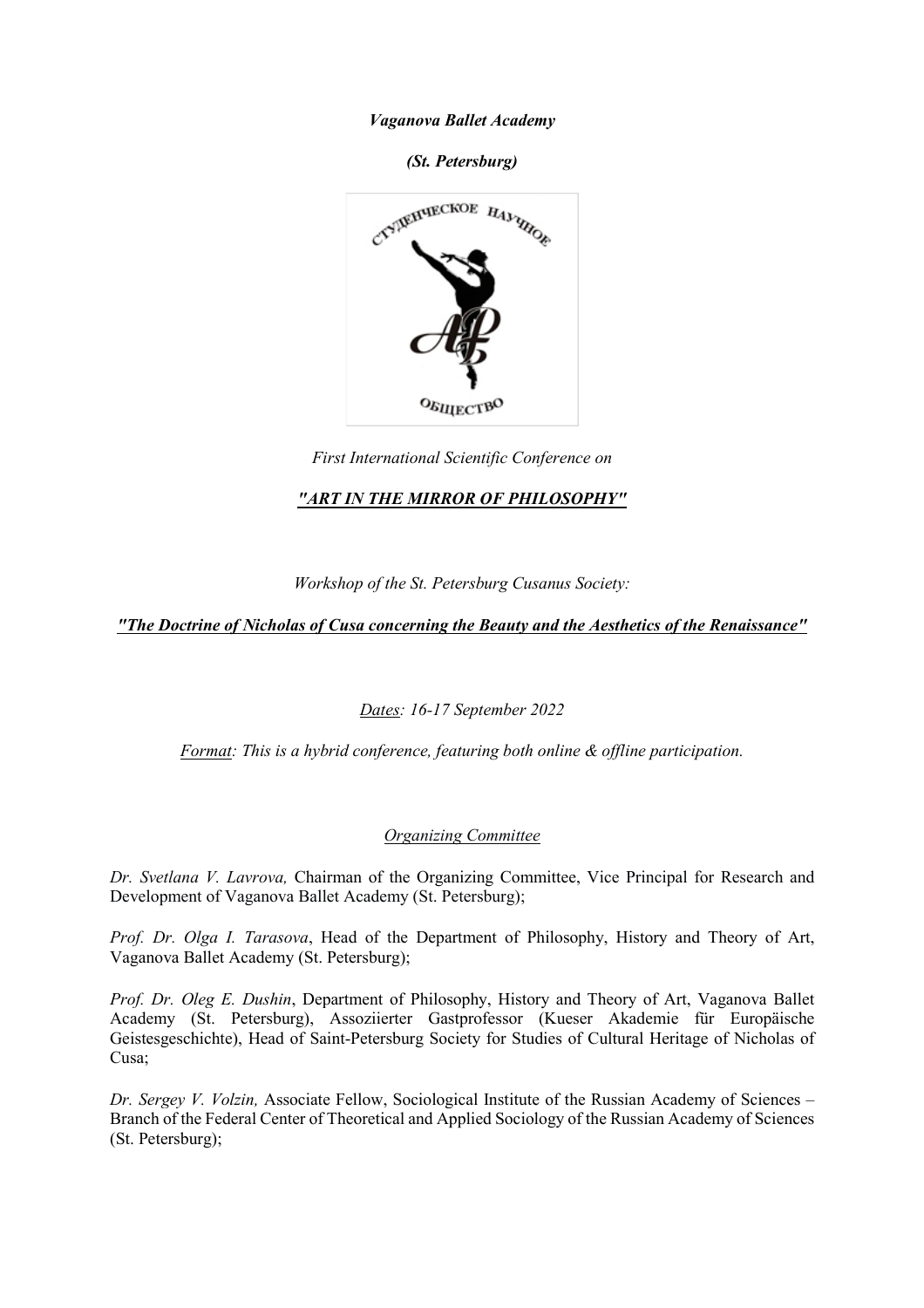*Vaganova Ballet Academy*

*(St. Petersburg)*

*First International Scientific Conference on*

***"ART IN THE MIRROR OF PHILOSOPHY"***

*Workshop of the St. Petersburg Cusanus Society:*

***"The Doctrine of Nicholas of Cusa concerning the Beauty and the Aesthetics of the Renaissance"***

*Dates: 16-17 September 2022*

*Format: This is a hybrid conference, featuring both online & offline participation.*

*Organizing Committee*

*Dr. Svetlana V. Lavrova,* Chairman of the Organizing Committee, Vice Principal for Research and Development of Vaganova Ballet Academy (St. Petersburg);

*Prof. Dr. Olga I. Tarasova*, Head of the Department of Philosophy, History and Theory of Art, Vaganova Ballet Academy (St. Petersburg);

*Prof. Dr. Oleg E. Dushin*, Department of Philosophy, History and Theory of Art, Vaganova Ballet Academy (St. Petersburg), Assoziierter Gastprofessor (Kueser Akademie für Europäische Geistesgeschichte), Head of Saint-Petersburg Society for Studies of Cultural Heritage of Nicholas of Cusa;

*Dr. Sergey V. Volzin,* Associate Fellow, Sociological Institute of the Russian Academy of Sciences – Branch of the Federal Center of Theoretical and Applied Sociology of the Russian Academy of Sciences (St. Petersburg);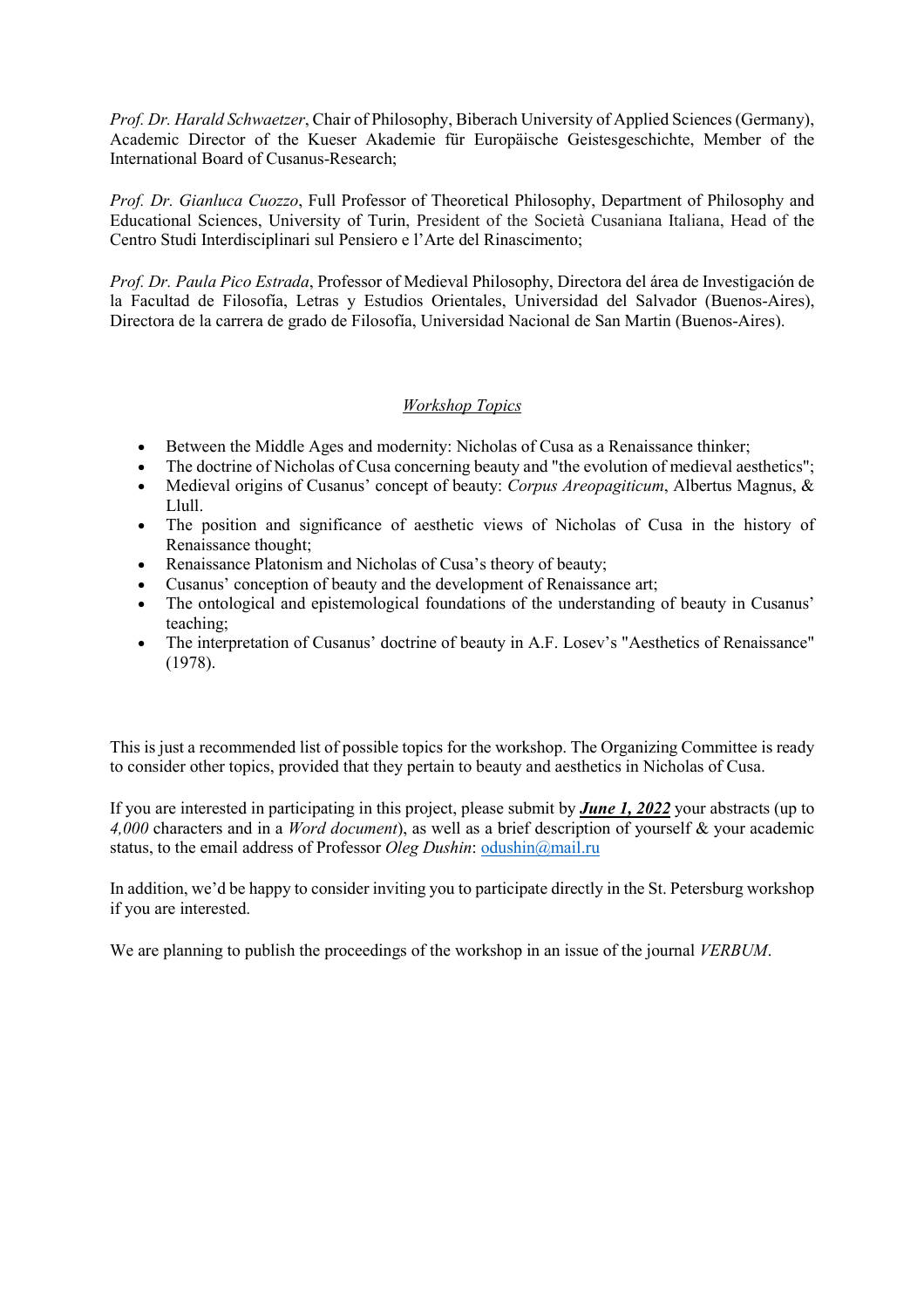*Prof. Dr. Harald Schwaetzer*, Chair of Philosophy, Biberach University of Applied Sciences (Germany), Academic Director of the Kueser Akademie für Europäische Geistesgeschichte, Member of the International Board of Cusanus-Research;

*Prof. Dr. Gianluca Cuozzo*, Full Professor of Theoretical Philosophy, Department of Philosophy and Educational Sciences, University of Turin, President of the Società Cusaniana Italiana, Head of the Centro Studi Interdisciplinari sul Pensiero e l'Arte del Rinascimento;

*Prof. Dr. Paula Pico Estrada*, Professor of Medieval Philosophy, Directora del área de Investigación de la Facultad de Filosofía, Letras y Estudios Orientales, Universidad del Salvador (Buenos-Aires), Directora de la carrera de grado de Filosofía, Universidad Nacional de San Martin (Buenos-Aires).

## *Workshop Topics*

- Between the Middle Ages and modernity: Nicholas of Cusa as a Renaissance thinker;
- The doctrine of Nicholas of Cusa concerning beauty and "the evolution of medieval aesthetics";
- Medieval origins of Cusanus' concept of beauty: *Corpus Areopagiticum*, Albertus Magnus, & Llull.
- The position and significance of aesthetic views of Nicholas of Cusa in the history of Renaissance thought;
- Renaissance Platonism and Nicholas of Cusa's theory of beauty;
- Cusanus' conception of beauty and the development of Renaissance art;
- The ontological and epistemological foundations of the understanding of beauty in Cusanus' teaching;
- The interpretation of Cusanus' doctrine of beauty in A.F. Losev's "Aesthetics of Renaissance" (1978).

This is just a recommended list of possible topics for the workshop. The Organizing Committee is ready to consider other topics, provided that they pertain to beauty and aesthetics in Nicholas of Cusa.

If you are interested in participating in this project, please submit by ***June 1, 2022*** your abstracts (up to *4,000* characters and in a *Word document*), as well as a brief description of yourself & your academic status, to the email address of Professor *Oleg Dushin*: odushin@mail.ru

In addition, we'd be happy to consider inviting you to participate directly in the St. Petersburg workshop if you are interested.

We are planning to publish the proceedings of the workshop in an issue of the journal *VERBUM*.